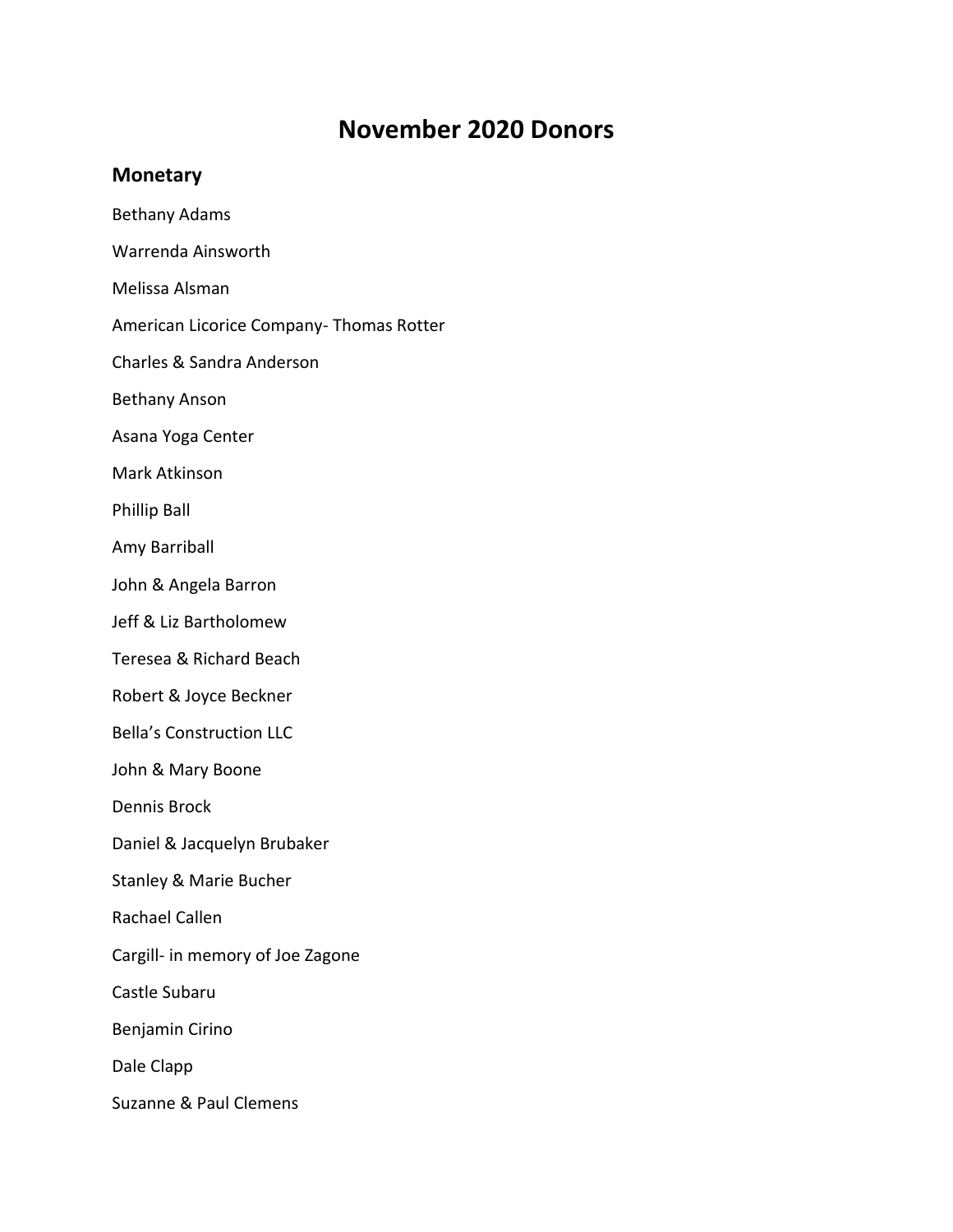# November 2020 Donors

## Monetary

Bethany Adams

Warrenda Ainsworth

Melissa Alsman

American Licorice Company- Thomas Rotter

Charles & Sandra Anderson

Bethany Anson

Asana Yoga Center

Mark Atkinson

Phillip Ball

Amy Barriball

John & Angela Barron

Jeff & Liz Bartholomew

Teresea & Richard Beach

Robert & Joyce Beckner

Bella's Construction LLC

John & Mary Boone

Dennis Brock

Daniel & Jacquelyn Brubaker

Stanley & Marie Bucher

Rachael Callen

Cargill- in memory of Joe Zagone

Castle Subaru

Benjamin Cirino

Dale Clapp

Suzanne & Paul Clemens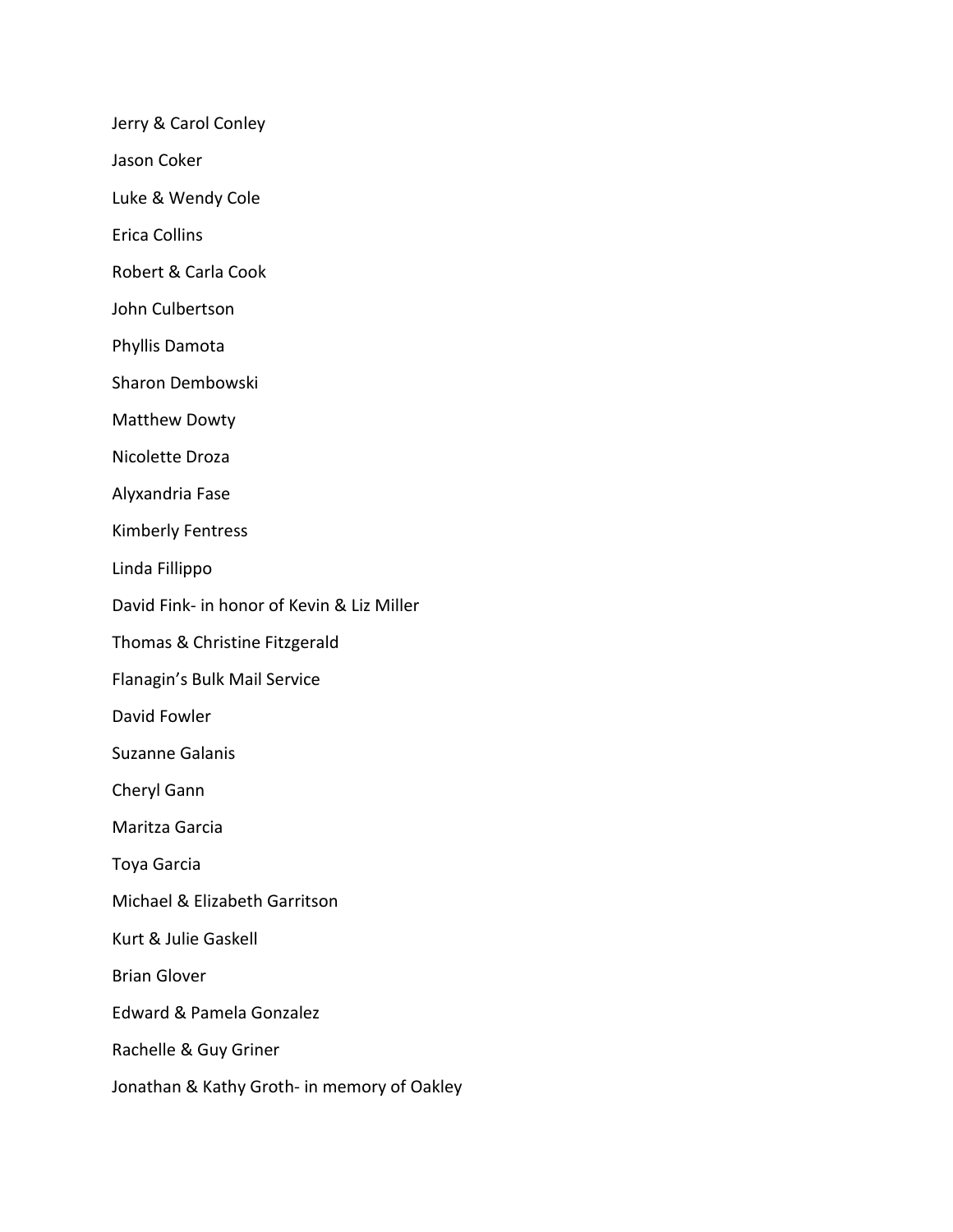Jerry & Carol Conley

Jason Coker

Luke & Wendy Cole

Erica Collins

Robert & Carla Cook

John Culbertson

Phyllis Damota

Sharon Dembowski

Matthew Dowty

Nicolette Droza

Alyxandria Fase

Kimberly Fentress

Linda Fillippo

David Fink- in honor of Kevin & Liz Miller

Thomas & Christine Fitzgerald

Flanagin's Bulk Mail Service

David Fowler

Suzanne Galanis

Cheryl Gann

Maritza Garcia

Toya Garcia

Michael & Elizabeth Garritson

Kurt & Julie Gaskell

Brian Glover

Edward & Pamela Gonzalez

Rachelle & Guy Griner

Jonathan & Kathy Groth- in memory of Oakley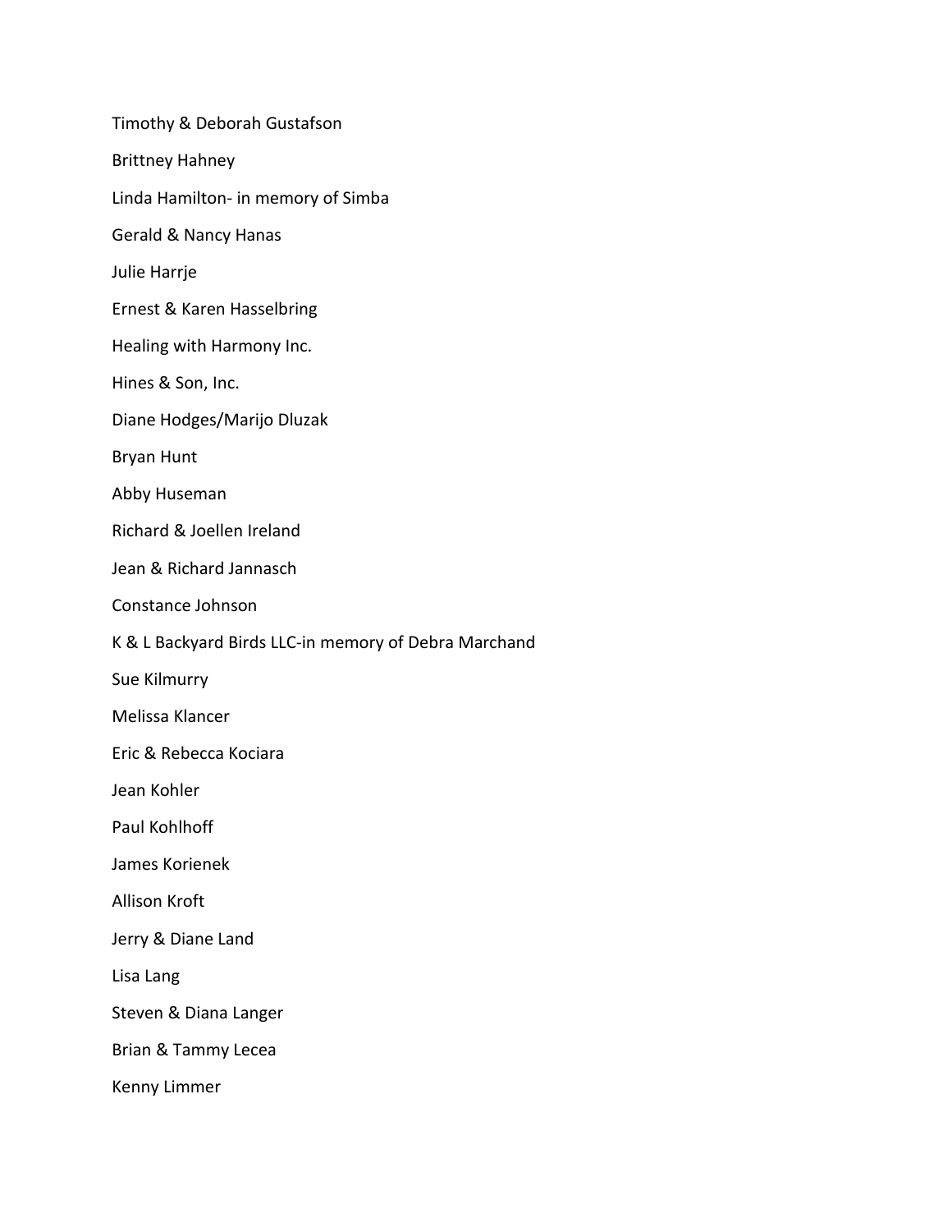Timothy & Deborah Gustafson

Brittney Hahney

Linda Hamilton- in memory of Simba

Gerald & Nancy Hanas

Julie Harrje

Ernest & Karen Hasselbring

Healing with Harmony Inc.

Hines & Son, Inc.

Diane Hodges/Marijo Dluzak

Bryan Hunt

Abby Huseman

Richard & Joellen Ireland

Jean & Richard Jannasch

Constance Johnson

K & L Backyard Birds LLC-in memory of Debra Marchand

Sue Kilmurry

Melissa Klancer

Eric & Rebecca Kociara

Jean Kohler

Paul Kohlhoff

James Korienek

Allison Kroft

Jerry & Diane Land

Lisa Lang

Steven & Diana Langer

Brian & Tammy Lecea

Kenny Limmer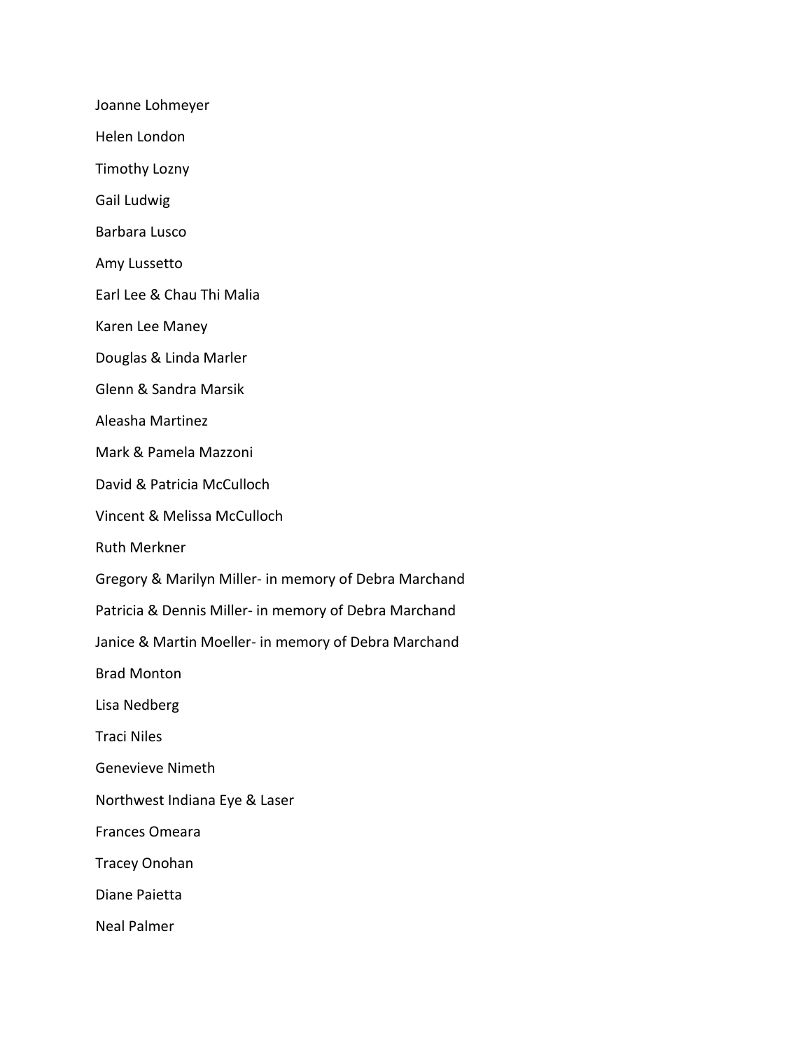Joanne Lohmeyer

Helen London

Timothy Lozny

Gail Ludwig

Barbara Lusco

Amy Lussetto

Earl Lee & Chau Thi Malia

Karen Lee Maney

Douglas & Linda Marler

Glenn & Sandra Marsik

Aleasha Martinez

Mark & Pamela Mazzoni

David & Patricia McCulloch

Vincent & Melissa McCulloch

Ruth Merkner

Gregory & Marilyn Miller- in memory of Debra Marchand

Patricia & Dennis Miller- in memory of Debra Marchand

Janice & Martin Moeller- in memory of Debra Marchand

Brad Monton

Lisa Nedberg

Traci Niles

Genevieve Nimeth

Northwest Indiana Eye & Laser

Frances Omeara

Tracey Onohan

Diane Paietta

Neal Palmer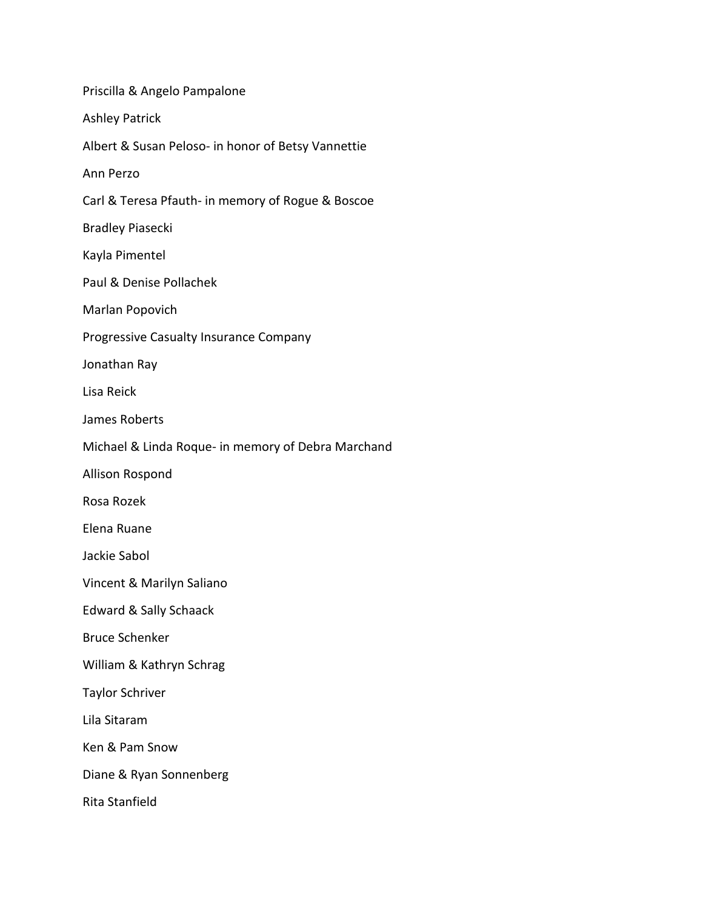Priscilla & Angelo Pampalone

Ashley Patrick

Albert & Susan Peloso- in honor of Betsy Vannettie

Ann Perzo

Carl & Teresa Pfauth- in memory of Rogue & Boscoe

Bradley Piasecki

Kayla Pimentel

Paul & Denise Pollachek

Marlan Popovich

Progressive Casualty Insurance Company

Jonathan Ray

Lisa Reick

James Roberts

Michael & Linda Roque- in memory of Debra Marchand

Allison Rospond

Rosa Rozek

Elena Ruane

Jackie Sabol

Vincent & Marilyn Saliano

Edward & Sally Schaack

Bruce Schenker

William & Kathryn Schrag

Taylor Schriver

Lila Sitaram

Ken & Pam Snow

Diane & Ryan Sonnenberg

Rita Stanfield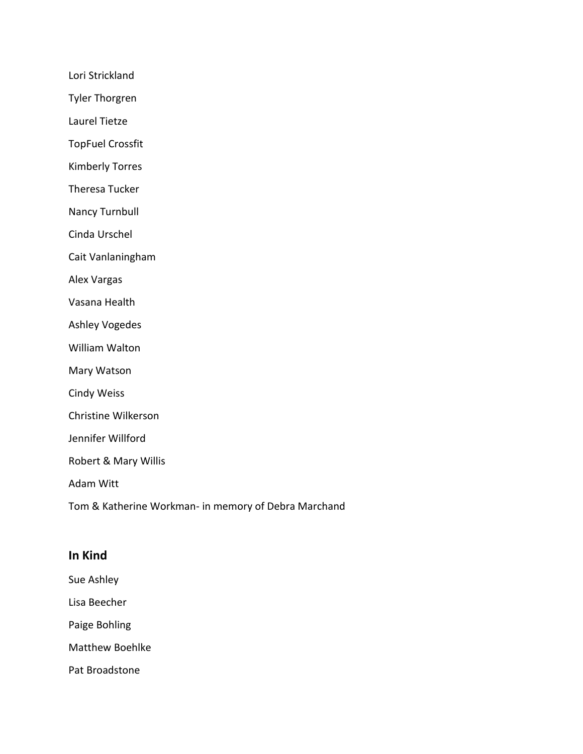Lori Strickland

Tyler Thorgren

Laurel Tietze

TopFuel Crossfit

Kimberly Torres

Theresa Tucker

Nancy Turnbull

Cinda Urschel

Cait Vanlaningham

Alex Vargas

Vasana Health

Ashley Vogedes

William Walton

Mary Watson

Cindy Weiss

Christine Wilkerson

Jennifer Willford

Robert & Mary Willis

Adam Witt

Tom & Katherine Workman- in memory of Debra Marchand

## In Kind

Sue Ashley

Lisa Beecher

Paige Bohling

Matthew Boehlke

Pat Broadstone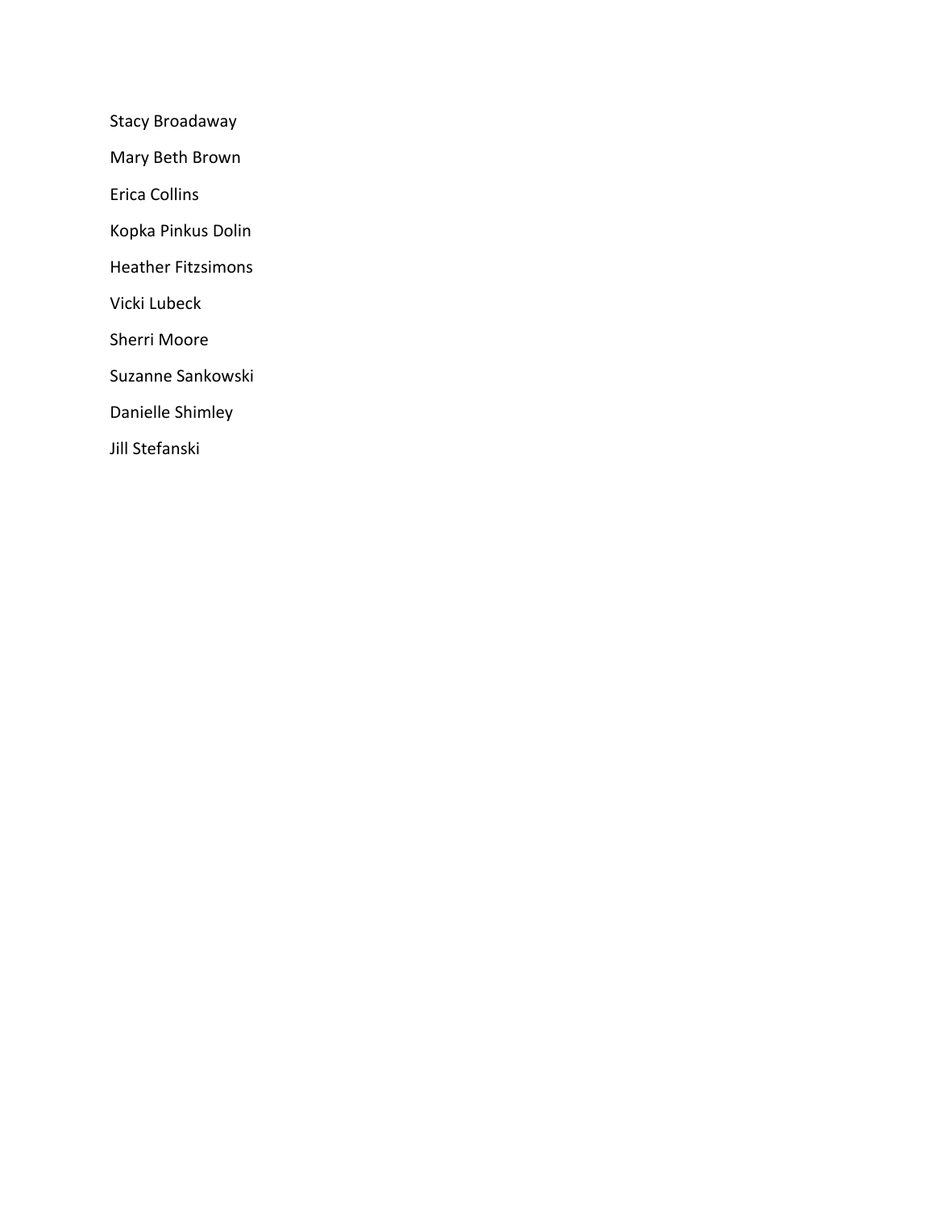Stacy Broadaway

Mary Beth Brown

Erica Collins

Kopka Pinkus Dolin

Heather Fitzsimons

Vicki Lubeck

Sherri Moore

Suzanne Sankowski

Danielle Shimley

Jill Stefanski